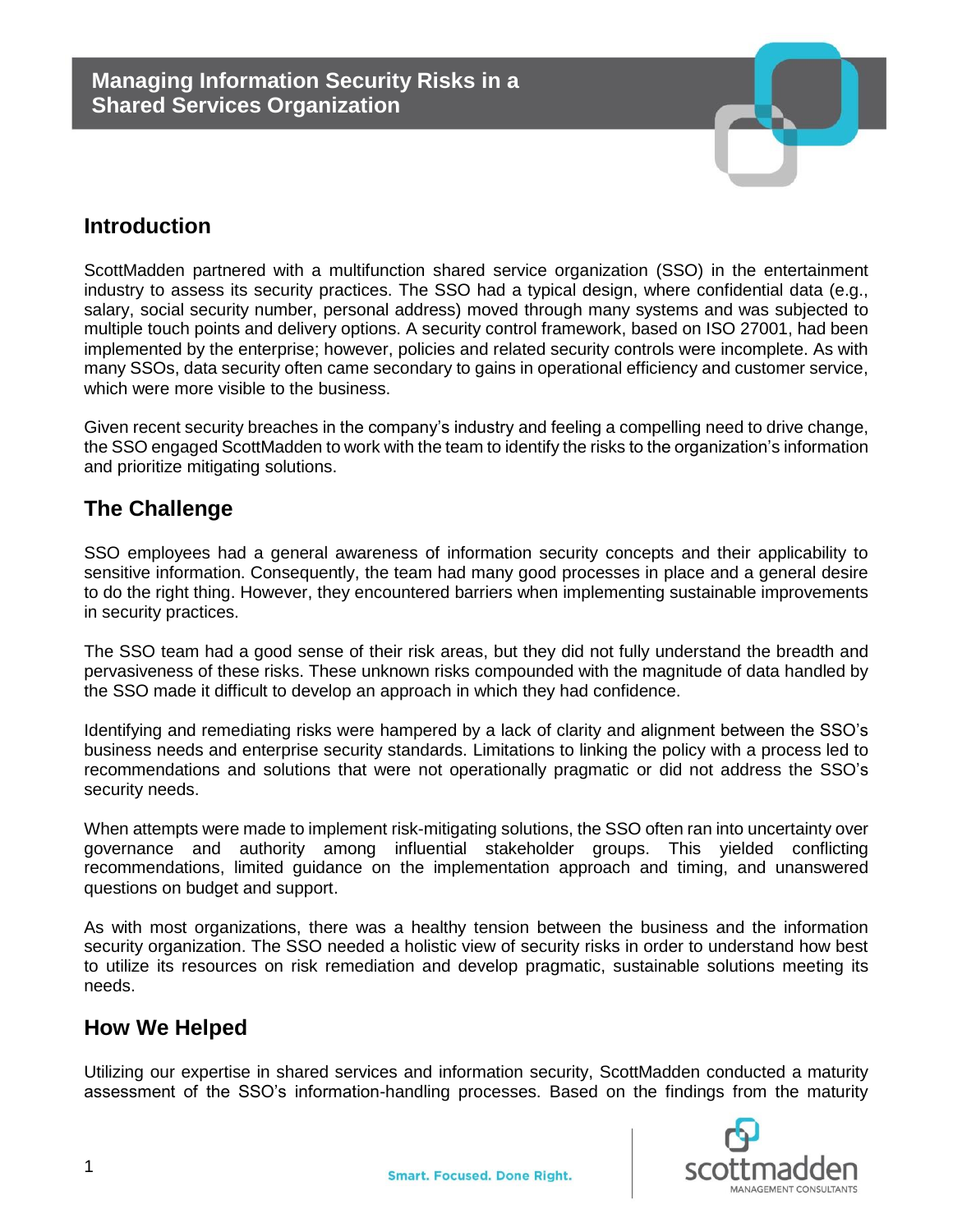# Managing Information Security Risks in a Shared Services Organization

## Introduction

ScottMadden partnered with a multifunction shared service organization (SSO) in the entertainment industry to assess its security practices. The SSO had a typical design, where confidential data (e.g., salary, social security number, personal address) moved through many systems and was subjected to multiple touch points and delivery options. A security control framework, based on ISO 27001, had been implemented by the enterprise; however, policies and related security controls were incomplete. As with many SSOs, data security often came secondary to gains in operational efficiency and customer service, which were more visible to the business.

Given recent security breaches in the company's industry and feeling a compelling need to drive change, the SSO engaged ScottMadden to work with the team to identify the risks to the organization's information and prioritize mitigating solutions.

## The Challenge

SSO employees had a general awareness of information security concepts and their applicability to sensitive information. Consequently, the team had many good processes in place and a general desire to do the right thing. However, they encountered barriers when implementing sustainable improvements in security practices.

The SSO team had a good sense of their risk areas, but they did not fully understand the breadth and pervasiveness of these risks. These unknown risks compounded with the magnitude of data handled by the SSO made it difficult to develop an approach in which they had confidence.

Identifying and remediating risks were hampered by a lack of clarity and alignment between the SSO's business needs and enterprise security standards. Limitations to linking the policy with a process led to recommendations and solutions that were not operationally pragmatic or did not address the SSO's security needs.

When attempts were made to implement risk-mitigating solutions, the SSO often ran into uncertainty over governance and authority among influential stakeholder groups. This yielded conflicting recommendations, limited guidance on the implementation approach and timing, and unanswered questions on budget and support.

As with most organizations, there was a healthy tension between the business and the information security organization. The SSO needed a holistic view of security risks in order to understand how best to utilize its resources on risk remediation and develop pragmatic, sustainable solutions meeting its needs.

## How We Helped

Utilizing our expertise in shared services and information security, ScottMadden conducted a maturity assessment of the SSO's information-handling processes. Based on the findings from the maturity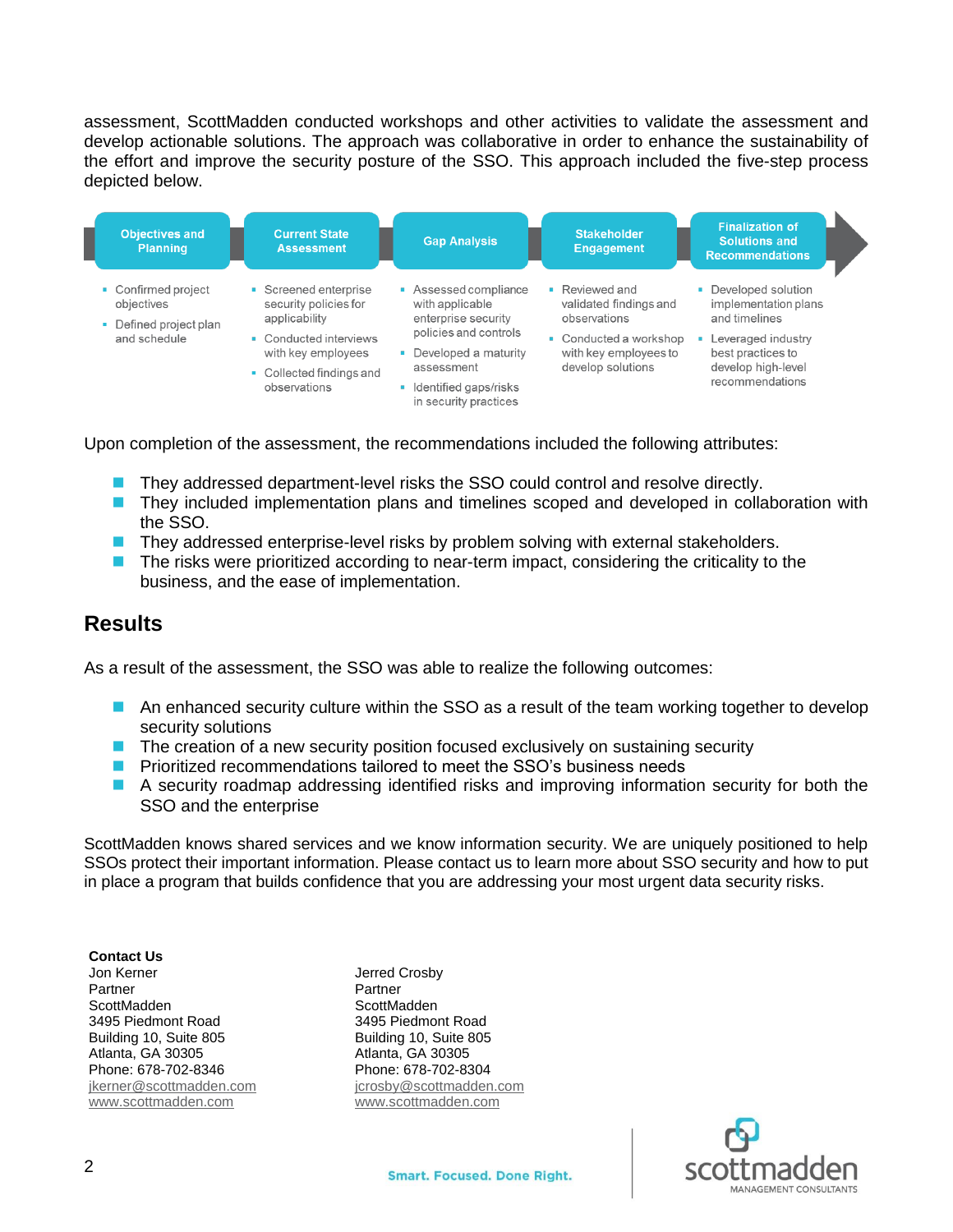assessment, ScottMadden conducted workshops and other activities to validate the assessment and develop actionable solutions. The approach was collaborative in order to enhance the sustainability of the effort and improve the security posture of the SSO. This approach included the five-step process depicted below.

**Objectives and Planning**
- Confirmed project objectives
- Defined project plan and schedule

**Current State Assessment**
- Screened enterprise security policies for applicability
- Conducted interviews with key employees
- Collected findings and observations

**Gap Analysis**
- Assessed compliance with applicable enterprise security policies and controls
- Developed a maturity assessment
- Identified gaps/risks in security practices

**Stakeholder Engagement**
- Reviewed and validated findings and observations
- Conducted a workshop with key employees to develop solutions

**Finalization of Solutions and Recommendations**
- Developed solution implementation plans and timelines
- Leveraged industry best practices to develop high-level recommendations

Upon completion of the assessment, the recommendations included the following attributes:

- They addressed department-level risks the SSO could control and resolve directly.
- They included implementation plans and timelines scoped and developed in collaboration with the SSO.
- They addressed enterprise-level risks by problem solving with external stakeholders.
- The risks were prioritized according to near-term impact, considering the criticality to the business, and the ease of implementation.

## Results

As a result of the assessment, the SSO was able to realize the following outcomes:

- An enhanced security culture within the SSO as a result of the team working together to develop security solutions
- The creation of a new security position focused exclusively on sustaining security
- Prioritized recommendations tailored to meet the SSO's business needs
- A security roadmap addressing identified risks and improving information security for both the SSO and the enterprise

ScottMadden knows shared services and we know information security. We are uniquely positioned to help SSOs protect their important information. Please contact us to learn more about SSO security and how to put in place a program that builds confidence that you are addressing your most urgent data security risks.

**Contact Us**

Jon Kerner
Partner
ScottMadden
3495 Piedmont Road
Building 10, Suite 805
Atlanta, GA 30305
Phone: 678-702-8346
jkerner@scottmadden.com
www.scottmadden.com

Jerred Crosby
Partner
ScottMadden
3495 Piedmont Road
Building 10, Suite 805
Atlanta, GA 30305
Phone: 678-702-8304
jcrosby@scottmadden.com
www.scottmadden.com

Smart. Focused. Done Right.

scottmadden
MANAGEMENT CONSULTANTS